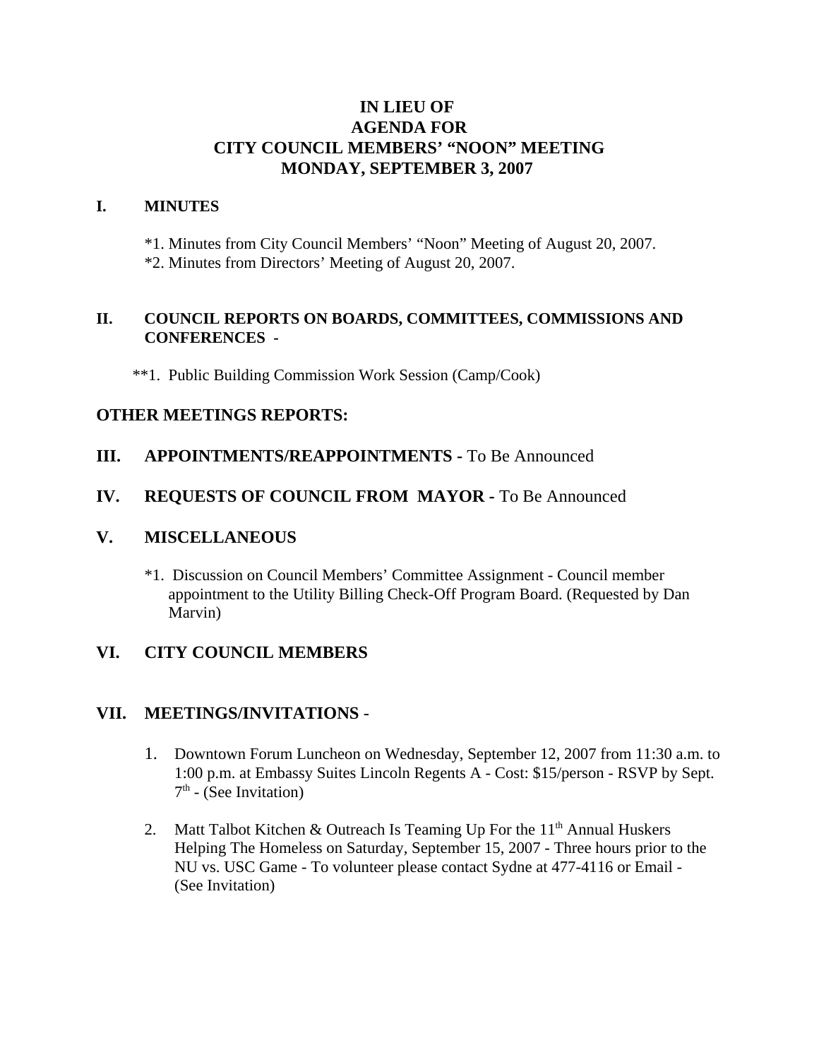# IN LIEU OF
# AGENDA FOR
# CITY COUNCIL MEMBERS' "NOON" MEETING
# MONDAY, SEPTEMBER 3, 2007

## I. MINUTES

*1. Minutes from City Council Members' "Noon" Meeting of August 20, 2007.
*2. Minutes from Directors' Meeting of August 20, 2007.

## II. COUNCIL REPORTS ON BOARDS, COMMITTEES, COMMISSIONS AND CONFERENCES -

**1. Public Building Commission Work Session (Camp/Cook)

## OTHER MEETINGS REPORTS:

## III. APPOINTMENTS/REAPPOINTMENTS - To Be Announced

## IV. REQUESTS OF COUNCIL FROM MAYOR - To Be Announced

## V. MISCELLANEOUS

*1. Discussion on Council Members' Committee Assignment - Council member appointment to the Utility Billing Check-Off Program Board. (Requested by Dan Marvin)

## VI. CITY COUNCIL MEMBERS

## VII. MEETINGS/INVITATIONS -

1. Downtown Forum Luncheon on Wednesday, September 12, 2007 from 11:30 a.m. to 1:00 p.m. at Embassy Suites Lincoln Regents A - Cost: $15/person - RSVP by Sept. 7th - (See Invitation)

2. Matt Talbot Kitchen & Outreach Is Teaming Up For the 11th Annual Huskers Helping The Homeless on Saturday, September 15, 2007 - Three hours prior to the NU vs. USC Game - To volunteer please contact Sydne at 477-4116 or Email - (See Invitation)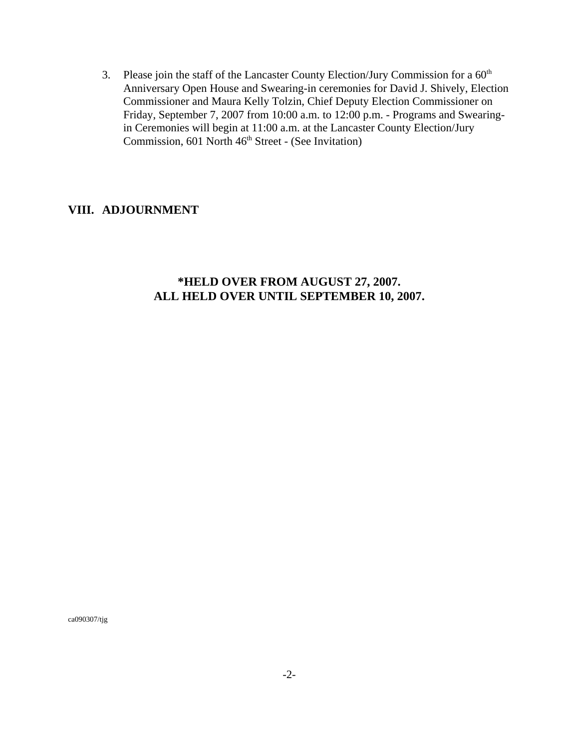3. Please join the staff of the Lancaster County Election/Jury Commission for a 60th Anniversary Open House and Swearing-in ceremonies for David J. Shively, Election Commissioner and Maura Kelly Tolzin, Chief Deputy Election Commissioner on Friday, September 7, 2007 from 10:00 a.m. to 12:00 p.m. - Programs and Swearing-in Ceremonies will begin at 11:00 a.m. at the Lancaster County Election/Jury Commission, 601 North 46th Street - (See Invitation)

## VIII. ADJOURNMENT

**\*HELD OVER FROM AUGUST 27, 2007.**
**ALL HELD OVER UNTIL SEPTEMBER 10, 2007.**

ca090307/tjg